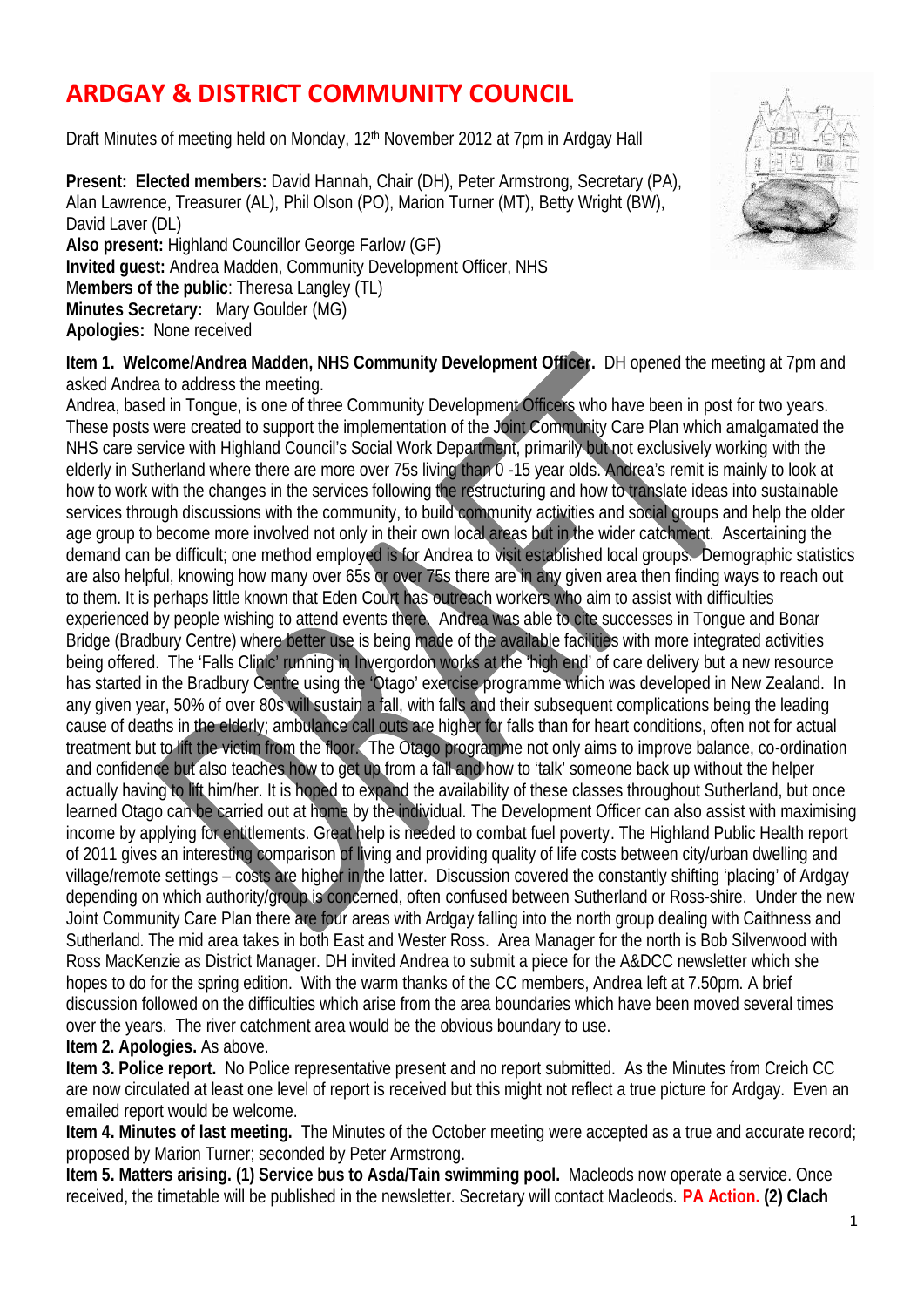# ARDGAY & DISTRICT COMMUNITY COUNCIL

Draft Minutes of meeting held on Monday, 12th November 2012 at 7pm in Ardgay Hall

**Present: Elected members:** David Hannah, Chair (DH), Peter Armstrong, Secretary (PA), Alan Lawrence, Treasurer (AL), Phil Olson (PO), Marion Turner (MT), Betty Wright (BW), David Laver (DL)
**Also present:** Highland Councillor George Farlow (GF)
**Invited guest:** Andrea Madden, Community Development Officer, NHS
M**embers of the public**: Theresa Langley (TL)
**Minutes Secretary:** Mary Goulder (MG)
**Apologies:** None received

**Item 1. Welcome/Andrea Madden, NHS Community Development Officer.** DH opened the meeting at 7pm and asked Andrea to address the meeting.
Andrea, based in Tongue, is one of three Community Development Officers who have been in post for two years. These posts were created to support the implementation of the Joint Community Care Plan which amalgamated the NHS care service with Highland Council's Social Work Department, primarily but not exclusively working with the elderly in Sutherland where there are more over 75s living than 0 -15 year olds. Andrea's remit is mainly to look at how to work with the changes in the services following the restructuring and how to translate ideas into sustainable services through discussions with the community, to build community activities and social groups and help the older age group to become more involved not only in their own local areas but in the wider catchment. Ascertaining the demand can be difficult; one method employed is for Andrea to visit established local groups. Demographic statistics are also helpful, knowing how many over 65s or over 75s there are in any given area then finding ways to reach out to them. It is perhaps little known that Eden Court has outreach workers who aim to assist with difficulties experienced by people wishing to attend events there. Andrea was able to cite successes in Tongue and Bonar Bridge (Bradbury Centre) where better use is being made of the available facilities with more integrated activities being offered. The 'Falls Clinic' running in Invergordon works at the 'high end' of care delivery but a new resource has started in the Bradbury Centre using the 'Otago' exercise programme which was developed in New Zealand. In any given year, 50% of over 80s will sustain a fall, with falls and their subsequent complications being the leading cause of deaths in the elderly; ambulance call outs are higher for falls than for heart conditions, often not for actual treatment but to lift the victim from the floor. The Otago programme not only aims to improve balance, co-ordination and confidence but also teaches how to get up from a fall and how to 'talk' someone back up without the helper actually having to lift him/her. It is hoped to expand the availability of these classes throughout Sutherland, but once learned Otago can be carried out at home by the individual. The Development Officer can also assist with maximising income by applying for entitlements. Great help is needed to combat fuel poverty. The Highland Public Health report of 2011 gives an interesting comparison of living and providing quality of life costs between city/urban dwelling and village/remote settings – costs are higher in the latter. Discussion covered the constantly shifting 'placing' of Ardgay depending on which authority/group is concerned, often confused between Sutherland or Ross-shire. Under the new Joint Community Care Plan there are four areas with Ardgay falling into the north group dealing with Caithness and Sutherland. The mid area takes in both East and Wester Ross. Area Manager for the north is Bob Silverwood with Ross MacKenzie as District Manager. DH invited Andrea to submit a piece for the A&DCC newsletter which she hopes to do for the spring edition. With the warm thanks of the CC members, Andrea left at 7.50pm. A brief discussion followed on the difficulties which arise from the area boundaries which have been moved several times over the years. The river catchment area would be the obvious boundary to use.

**Item 2. Apologies.** As above.

**Item 3. Police report.** No Police representative present and no report submitted. As the Minutes from Creich CC are now circulated at least one level of report is received but this might not reflect a true picture for Ardgay. Even an emailed report would be welcome.

**Item 4. Minutes of last meeting.** The Minutes of the October meeting were accepted as a true and accurate record; proposed by Marion Turner; seconded by Peter Armstrong.

**Item 5. Matters arising. (1) Service bus to Asda/Tain swimming pool.** Macleods now operate a service. Once received, the timetable will be published in the newsletter. Secretary will contact Macleods. **PA Action. (2) Clach**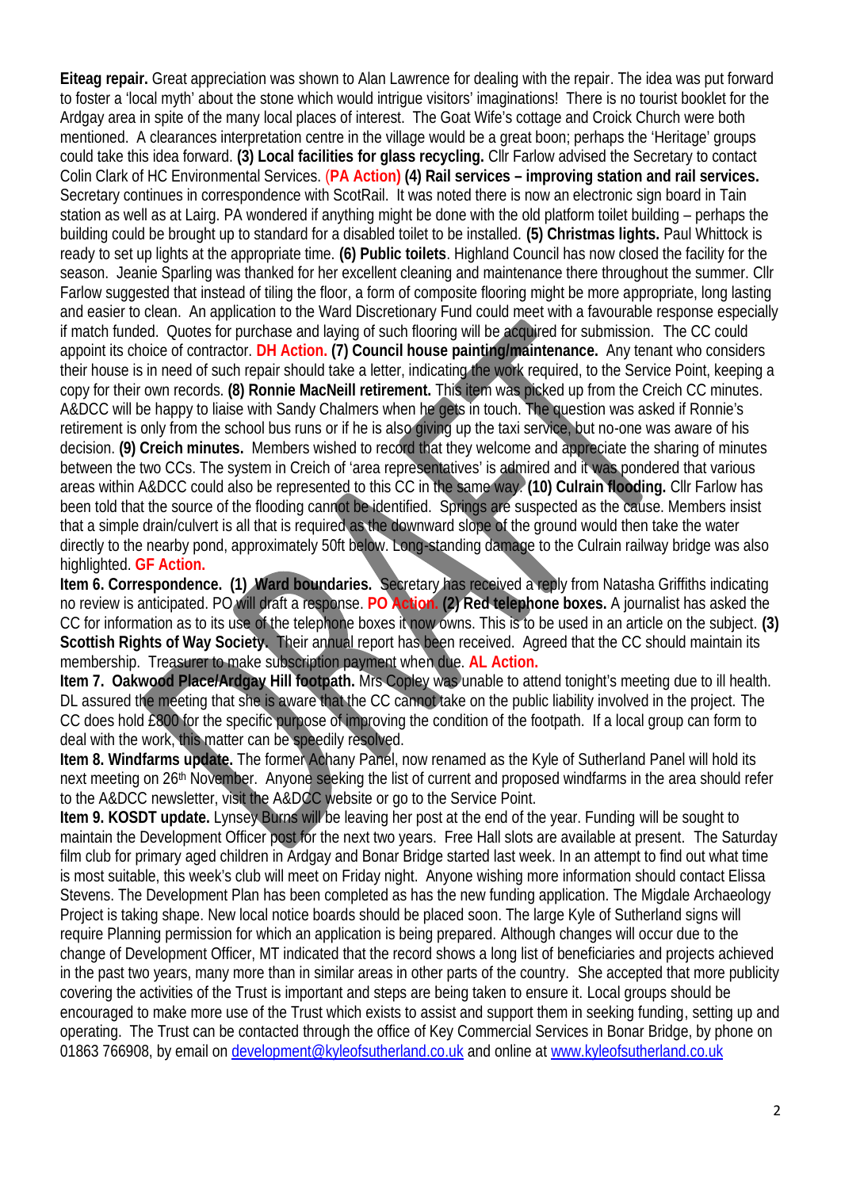**Eiteag repair.** Great appreciation was shown to Alan Lawrence for dealing with the repair. The idea was put forward to foster a 'local myth' about the stone which would intrigue visitors' imaginations! There is no tourist booklet for the Ardgay area in spite of the many local places of interest. The Goat Wife's cottage and Croick Church were both mentioned. A clearances interpretation centre in the village would be a great boon; perhaps the 'Heritage' groups could take this idea forward. **(3) Local facilities for glass recycling.** Cllr Farlow advised the Secretary to contact Colin Clark of HC Environmental Services. (**PA Action**) **(4) Rail services – improving station and rail services.** Secretary continues in correspondence with ScotRail. It was noted there is now an electronic sign board in Tain station as well as at Lairg. PA wondered if anything might be done with the old platform toilet building – perhaps the building could be brought up to standard for a disabled toilet to be installed. **(5) Christmas lights.** Paul Whittock is ready to set up lights at the appropriate time. **(6) Public toilets**. Highland Council has now closed the facility for the season. Jeanie Sparling was thanked for her excellent cleaning and maintenance there throughout the summer. Cllr Farlow suggested that instead of tiling the floor, a form of composite flooring might be more appropriate, long lasting and easier to clean. An application to the Ward Discretionary Fund could meet with a favourable response especially if match funded. Quotes for purchase and laying of such flooring will be acquired for submission. The CC could appoint its choice of contractor. **DH Action. (7) Council house painting/maintenance.** Any tenant who considers their house is in need of such repair should take a letter, indicating the work required, to the Service Point, keeping a copy for their own records. **(8) Ronnie MacNeill retirement.** This item was picked up from the Creich CC minutes. A&DCC will be happy to liaise with Sandy Chalmers when he gets in touch. The question was asked if Ronnie's retirement is only from the school bus runs or if he is also giving up the taxi service, but no-one was aware of his decision. **(9) Creich minutes.** Members wished to record that they welcome and appreciate the sharing of minutes between the two CCs. The system in Creich of 'area representatives' is admired and it was pondered that various areas within A&DCC could also be represented to this CC in the same way. **(10) Culrain flooding.** Cllr Farlow has been told that the source of the flooding cannot be identified. Springs are suspected as the cause. Members insist that a simple drain/culvert is all that is required as the downward slope of the ground would then take the water directly to the nearby pond, approximately 50ft below. Long-standing damage to the Culrain railway bridge was also highlighted. **GF Action.**

**Item 6. Correspondence. (1) Ward boundaries.** Secretary has received a reply from Natasha Griffiths indicating no review is anticipated. PO will draft a response. **PO Action. (2) Red telephone boxes.** A journalist has asked the CC for information as to its use of the telephone boxes it now owns. This is to be used in an article on the subject. **(3) Scottish Rights of Way Society.** Their annual report has been received. Agreed that the CC should maintain its membership. Treasurer to make subscription payment when due. **AL Action.**

**Item 7. Oakwood Place/Ardgay Hill footpath.** Mrs Copley was unable to attend tonight's meeting due to ill health. DL assured the meeting that she is aware that the CC cannot take on the public liability involved in the project. The CC does hold £800 for the specific purpose of improving the condition of the footpath. If a local group can form to deal with the work, this matter can be speedily resolved.

**Item 8. Windfarms update.** The former Achany Panel, now renamed as the Kyle of Sutherland Panel will hold its next meeting on 26th November. Anyone seeking the list of current and proposed windfarms in the area should refer to the A&DCC newsletter, visit the A&DCC website or go to the Service Point.

**Item 9. KOSDT update.** Lynsey Burns will be leaving her post at the end of the year. Funding will be sought to maintain the Development Officer post for the next two years. Free Hall slots are available at present. The Saturday film club for primary aged children in Ardgay and Bonar Bridge started last week. In an attempt to find out what time is most suitable, this week's club will meet on Friday night. Anyone wishing more information should contact Elissa Stevens. The Development Plan has been completed as has the new funding application. The Migdale Archaeology Project is taking shape. New local notice boards should be placed soon. The large Kyle of Sutherland signs will require Planning permission for which an application is being prepared. Although changes will occur due to the change of Development Officer, MT indicated that the record shows a long list of beneficiaries and projects achieved in the past two years, many more than in similar areas in other parts of the country. She accepted that more publicity covering the activities of the Trust is important and steps are being taken to ensure it. Local groups should be encouraged to make more use of the Trust which exists to assist and support them in seeking funding, setting up and operating. The Trust can be contacted through the office of Key Commercial Services in Bonar Bridge, by phone on 01863 766908, by email on development@kyleofsutherland.co.uk and online at www.kyleofsutherland.co.uk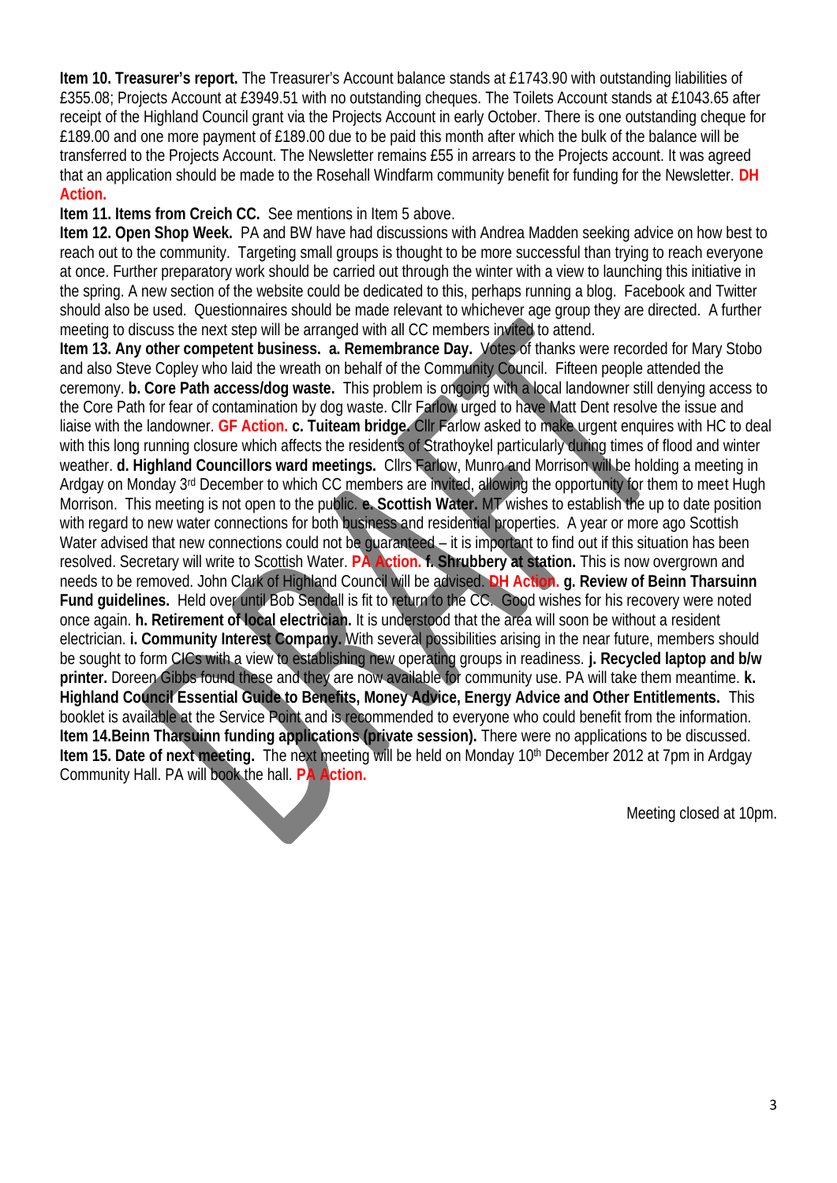**Item 10. Treasurer's report.** The Treasurer's Account balance stands at £1743.90 with outstanding liabilities of £355.08; Projects Account at £3949.51 with no outstanding cheques. The Toilets Account stands at £1043.65 after receipt of the Highland Council grant via the Projects Account in early October. There is one outstanding cheque for £189.00 and one more payment of £189.00 due to be paid this month after which the bulk of the balance will be transferred to the Projects Account. The Newsletter remains £55 in arrears to the Projects account. It was agreed that an application should be made to the Rosehall Windfarm community benefit for funding for the Newsletter. **DH Action.**

**Item 11. Items from Creich CC.** See mentions in Item 5 above.

**Item 12. Open Shop Week.** PA and BW have had discussions with Andrea Madden seeking advice on how best to reach out to the community. Targeting small groups is thought to be more successful than trying to reach everyone at once. Further preparatory work should be carried out through the winter with a view to launching this initiative in the spring. A new section of the website could be dedicated to this, perhaps running a blog. Facebook and Twitter should also be used. Questionnaires should be made relevant to whichever age group they are directed. A further meeting to discuss the next step will be arranged with all CC members invited to attend.

**Item 13. Any other competent business. a. Remembrance Day.** Votes of thanks were recorded for Mary Stobo and also Steve Copley who laid the wreath on behalf of the Community Council. Fifteen people attended the ceremony. **b. Core Path access/dog waste.** This problem is ongoing with a local landowner still denying access to the Core Path for fear of contamination by dog waste. Cllr Farlow urged to have Matt Dent resolve the issue and liaise with the landowner. **GF Action. c. Tuiteam bridge.** Cllr Farlow asked to make urgent enquires with HC to deal with this long running closure which affects the residents of Strathoykel particularly during times of flood and winter weather. **d. Highland Councillors ward meetings.** Cllrs Farlow, Munro and Morrison will be holding a meeting in Ardgay on Monday 3rd December to which CC members are invited, allowing the opportunity for them to meet Hugh Morrison. This meeting is not open to the public. **e. Scottish Water.** MT wishes to establish the up to date position with regard to new water connections for both business and residential properties. A year or more ago Scottish Water advised that new connections could not be guaranteed – it is important to find out if this situation has been resolved. Secretary will write to Scottish Water. **PA Action. f. Shrubbery at station.** This is now overgrown and needs to be removed. John Clark of Highland Council will be advised. **DH Action. g. Review of Beinn Tharsuinn Fund guidelines.** Held over until Bob Sendall is fit to return to the CC. Good wishes for his recovery were noted once again. **h. Retirement of local electrician.** It is understood that the area will soon be without a resident electrician. **i. Community Interest Company.** With several possibilities arising in the near future, members should be sought to form CICs with a view to establishing new operating groups in readiness. **j. Recycled laptop and b/w printer.** Doreen Gibbs found these and they are now available for community use. PA will take them meantime. **k. Highland Council Essential Guide to Benefits, Money Advice, Energy Advice and Other Entitlements.** This booklet is available at the Service Point and is recommended to everyone who could benefit from the information.

**Item 14.Beinn Tharsuinn funding applications (private session).** There were no applications to be discussed.

**Item 15. Date of next meeting.** The next meeting will be held on Monday 10th December 2012 at 7pm in Ardgay Community Hall. PA will book the hall. **PA Action.**

Meeting closed at 10pm.